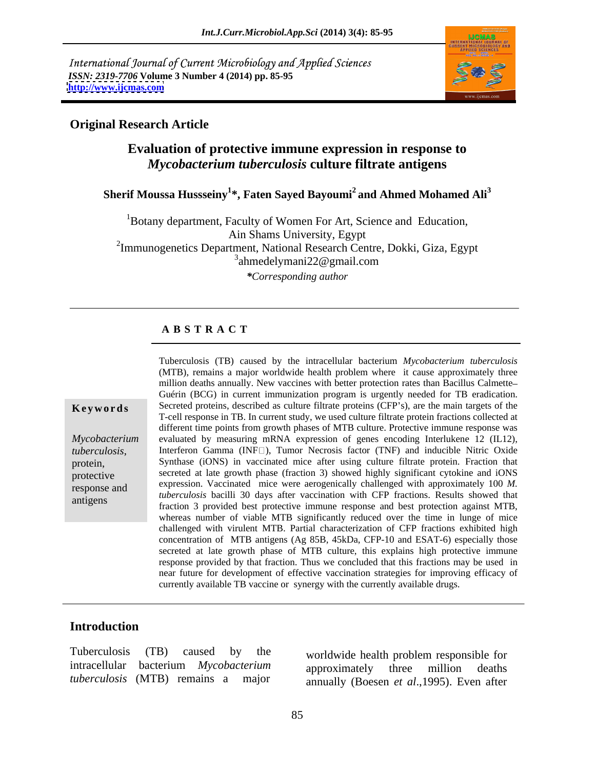International Journal of Current Microbiology and Applied Sciences
*ISSN: 2319-7706* Volume 3 Number 4 (2014) pp. 85-95
http://www.ijcmas.com

**Original Research Article**

# Evaluation of protective immune expression in response to *Mycobacterium tuberculosis* culture filtrate antigens

**Sherif Moussa Hussseiny[1]\*, Faten Sayed Bayoumi[2] and Ahmed Mohamed Ali[3]**

[1]Botany department, Faculty of Women For Art, Science and Education, Ain Shams University, Egypt
[2]Immunogenetics Department, National Research Centre, Dokki, Giza, Egypt
[3]ahmedelymani22@gmail.com

*\*Corresponding author*

## A B S T R A C T

**Keywords**

*Mycobacterium tuberculosis*, protein, protective response and antigens

Tuberculosis (TB) caused by the intracellular bacterium *Mycobacterium tuberculosis* (MTB), remains a major worldwide health problem where it cause approximately three million deaths annually. New vaccines with better protection rates than Bacillus Calmette–Guérin (BCG) in current immunization program is urgently needed for TB eradication. Secreted proteins, described as culture filtrate proteins (CFP's), are the main targets of the T-cell response in TB. In current study, we used culture filtrate protein fractions collected at different time points from growth phases of MTB culture. Protective immune response was evaluated by measuring mRNA expression of genes encoding Interlukene 12 (IL12), Interferon Gamma (INF□), Tumor Necrosis factor (TNF) and inducible Nitric Oxide Synthase (iONS) in vaccinated mice after using culture filtrate protein. Fraction that secreted at late growth phase (fraction 3) showed highly significant cytokine and iONS expression. Vaccinated mice were aerogenically challenged with approximately 100 *M. tuberculosis* bacilli 30 days after vaccination with CFP fractions. Results showed that fraction 3 provided best protective immune response and best protection against MTB, whereas number of viable MTB significantly reduced over the time in lunge of mice challenged with virulent MTB. Partial characterization of CFP fractions exhibited high concentration of MTB antigens (Ag 85B, 45kDa, CFP-10 and ESAT-6) especially those secreted at late growth phase of MTB culture, this explains high protective immune response provided by that fraction. Thus we concluded that this fractions may be used in near future for development of effective vaccination strategies for improving efficacy of currently available TB vaccine or synergy with the currently available drugs.

## Introduction

Tuberculosis (TB) caused by the intracellular bacterium *Mycobacterium tuberculosis* (MTB) remains a major worldwide health problem responsible for approximately three million deaths annually (Boesen *et al*.,1995). Even after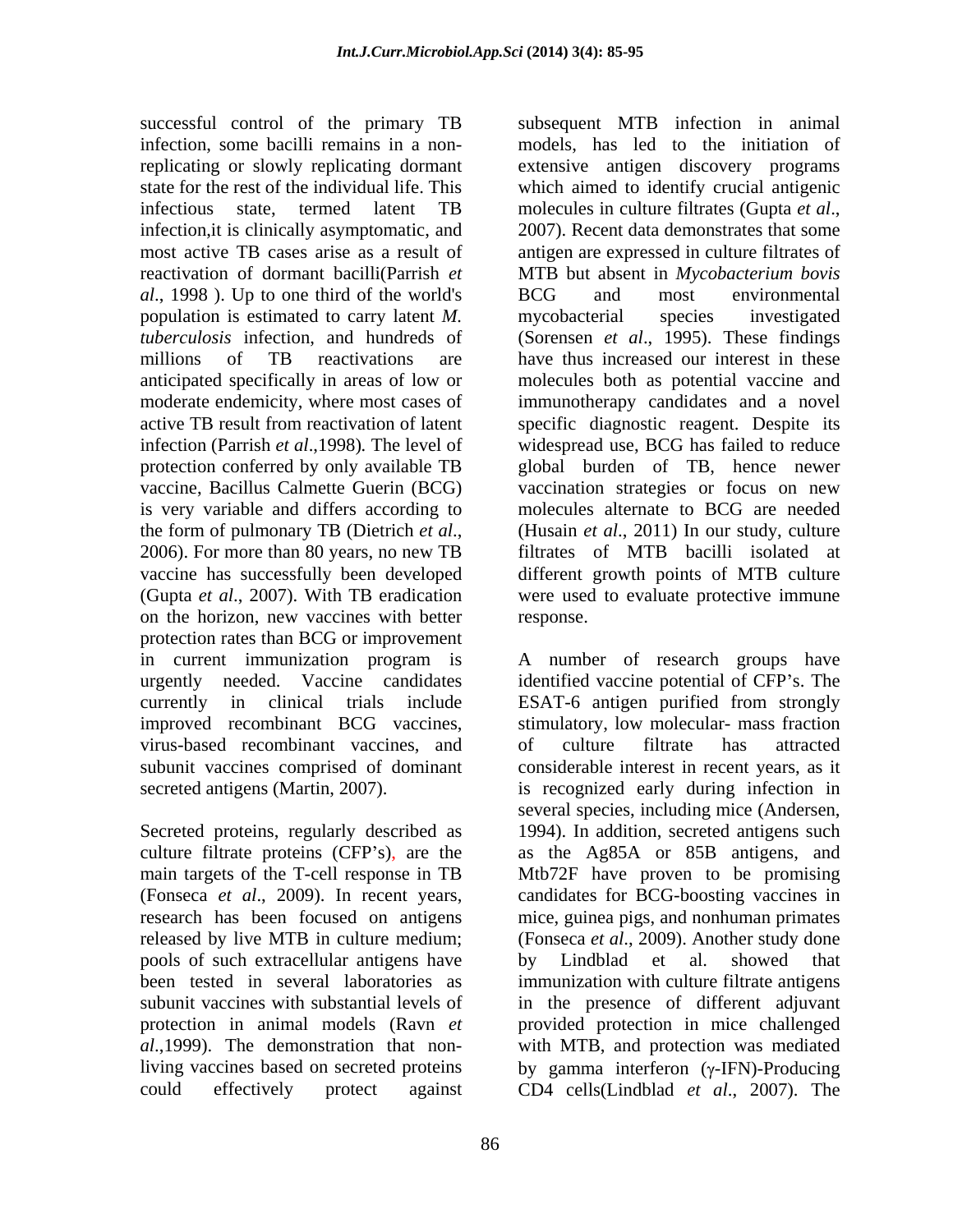successful control of the primary TB infection, some bacilli remains in a non-replicating or slowly replicating dormant state for the rest of the individual life. This infectious state, termed latent TB infection,it is clinically asymptomatic, and most active TB cases arise as a result of reactivation of dormant bacilli(Parrish *et al*., 1998 ). Up to one third of the world's population is estimated to carry latent *M. tuberculosis* infection, and hundreds of millions of TB reactivations are anticipated specifically in areas of low or moderate endemicity, where most cases of active TB result from reactivation of latent infection (Parrish *et al*.,1998). The level of protection conferred by only available TB vaccine, Bacillus Calmette Guerin (BCG) is very variable and differs according to the form of pulmonary TB (Dietrich *et al*., 2006). For more than 80 years, no new TB vaccine has successfully been developed (Gupta *et al*., 2007). With TB eradication on the horizon, new vaccines with better protection rates than BCG or improvement in current immunization program is urgently needed. Vaccine candidates currently in clinical trials include improved recombinant BCG vaccines, virus-based recombinant vaccines, and subunit vaccines comprised of dominant secreted antigens (Martin, 2007).

Secreted proteins, regularly described as culture filtrate proteins (CFP's), are the main targets of the T-cell response in TB (Fonseca *et al*., 2009). In recent years, research has been focused on antigens released by live MTB in culture medium; pools of such extracellular antigens have been tested in several laboratories as subunit vaccines with substantial levels of protection in animal models (Ravn *et al*.,1999). The demonstration that non-living vaccines based on secreted proteins could effectively protect against subsequent MTB infection in animal models, has led to the initiation of extensive antigen discovery programs which aimed to identify crucial antigenic molecules in culture filtrates (Gupta *et al*., 2007). Recent data demonstrates that some antigen are expressed in culture filtrates of MTB but absent in *Mycobacterium bovis* BCG and most environmental mycobacterial species investigated (Sorensen *et al*., 1995). These findings have thus increased our interest in these molecules both as potential vaccine and immunotherapy candidates and a novel specific diagnostic reagent. Despite its widespread use, BCG has failed to reduce global burden of TB, hence newer vaccination strategies or focus on new molecules alternate to BCG are needed (Husain *et al*., 2011) In our study, culture filtrates of MTB bacilli isolated at different growth points of MTB culture were used to evaluate protective immune response.

A number of research groups have identified vaccine potential of CFP's. The ESAT-6 antigen purified from strongly stimulatory, low molecular- mass fraction of culture filtrate has attracted considerable interest in recent years, as it is recognized early during infection in several species, including mice (Andersen, 1994). In addition, secreted antigens such as the Ag85A or 85B antigens, and Mtb72F have proven to be promising candidates for BCG-boosting vaccines in mice, guinea pigs, and nonhuman primates (Fonseca *et al*., 2009). Another study done by Lindblad et al. showed that immunization with culture filtrate antigens in the presence of different adjuvant provided protection in mice challenged with MTB, and protection was mediated by gamma interferon ($\gamma$-IFN)-Producing CD4 cells(Lindblad *et al*., 2007). The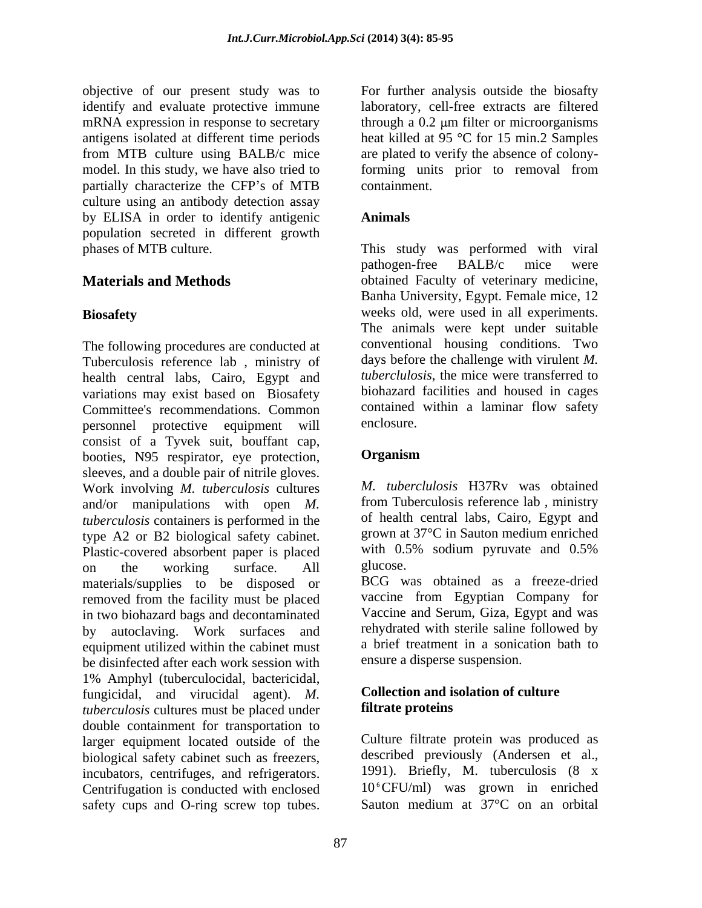objective of our present study was to identify and evaluate protective immune mRNA expression in response to secretary antigens isolated at different time periods from MTB culture using BALB/c mice model. In this study, we have also tried to partially characterize the CFP's of MTB culture using an antibody detection assay by ELISA in order to identify antigenic population secreted in different growth phases of MTB culture.

## Materials and Methods

### Biosafety

The following procedures are conducted at Tuberculosis reference lab , ministry of health central labs, Cairo, Egypt and variations may exist based on Biosafety Committee's recommendations. Common personnel protective equipment will consist of a Tyvek suit, bouffant cap, booties, N95 respirator, eye protection, sleeves, and a double pair of nitrile gloves. Work involving *M. tuberculosis* cultures and/or manipulations with open *M. tuberculosis* containers is performed in the type A2 or B2 biological safety cabinet. Plastic-covered absorbent paper is placed on the working surface. All materials/supplies to be disposed or removed from the facility must be placed in two biohazard bags and decontaminated by autoclaving. Work surfaces and equipment utilized within the cabinet must be disinfected after each work session with 1% Amphyl (tuberculocidal, bactericidal, fungicidal, and virucidal agent). *M. tuberculosis* cultures must be placed under double containment for transportation to larger equipment located outside of the biological safety cabinet such as freezers, incubators, centrifuges, and refrigerators. Centrifugation is conducted with enclosed safety cups and O-ring screw top tubes. For further analysis outside the biosafty laboratory, cell-free extracts are filtered through a 0.2 μm filter or microorganisms heat killed at 95 °C for 15 min.2 Samples are plated to verify the absence of colony-forming units prior to removal from containment.

### Animals

This study was performed with viral pathogen-free BALB/c mice were obtained Faculty of veterinary medicine, Banha University, Egypt. Female mice, 12 weeks old, were used in all experiments. The animals were kept under suitable conventional housing conditions. Two days before the challenge with virulent *M. tuberclulosis*, the mice were transferred to biohazard facilities and housed in cages contained within a laminar flow safety enclosure.

### Organism

*M. tuberclulosis* H37Rv was obtained from Tuberculosis reference lab , ministry of health central labs, Cairo, Egypt and grown at 37°C in Sauton medium enriched with 0.5% sodium pyruvate and 0.5% glucose.

BCG was obtained as a freeze-dried vaccine from Egyptian Company for Vaccine and Serum, Giza, Egypt and was rehydrated with sterile saline followed by a brief treatment in a sonication bath to ensure a disperse suspension.

### Collection and isolation of culture filtrate proteins

Culture filtrate protein was produced as described previously (Andersen et al., 1991). Briefly, M. tuberculosis (8 x $10^6$ CFU/ml) was grown in enriched Sauton medium at 37°C on an orbital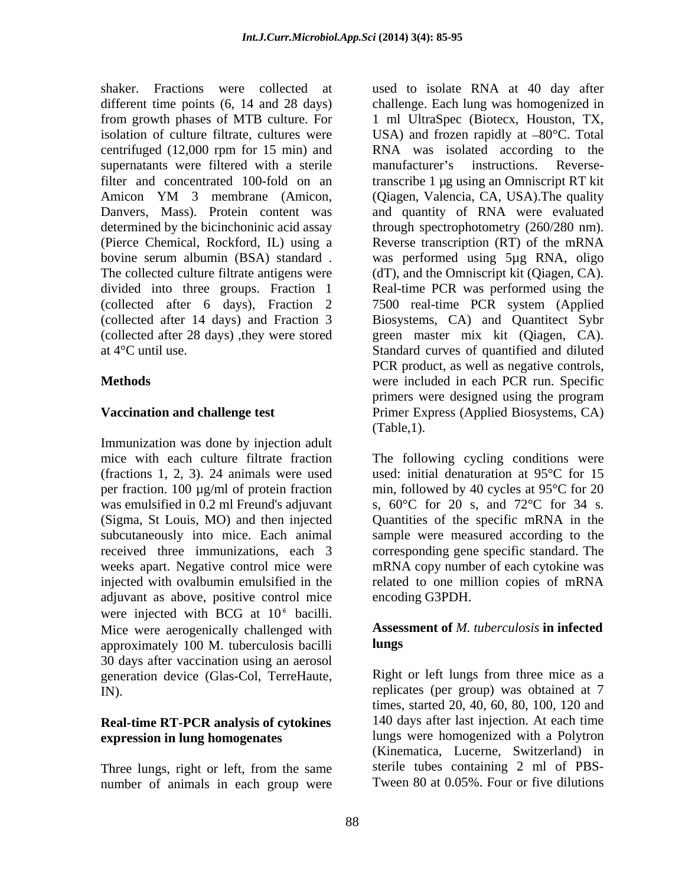shaker. Fractions were collected at different time points (6, 14 and 28 days) from growth phases of MTB culture. For isolation of culture filtrate, cultures were centrifuged (12,000 rpm for 15 min) and supernatants were filtered with a sterile filter and concentrated 100-fold on an Amicon YM 3 membrane (Amicon, Danvers, Mass). Protein content was determined by the bicinchoninic acid assay (Pierce Chemical, Rockford, IL) using a bovine serum albumin (BSA) standard . The collected culture filtrate antigens were divided into three groups. Fraction 1 (collected after 6 days), Fraction 2 (collected after 14 days) and Fraction 3 (collected after 28 days) ,they were stored at 4°C until use.

**Methods**

**Vaccination and challenge test**

Immunization was done by injection adult mice with each culture filtrate fraction (fractions 1, 2, 3). 24 animals were used per fraction. 100 µg/ml of protein fraction was emulsified in 0.2 ml Freund's adjuvant (Sigma, St Louis, MO) and then injected subcutaneously into mice. Each animal received three immunizations, each 3 weeks apart. Negative control mice were injected with ovalbumin emulsified in the adjuvant as above, positive control mice were injected with BCG at $10^6$ bacilli. Mice were aerogenically challenged with approximately 100 M. tuberculosis bacilli 30 days after vaccination using an aerosol generation device (Glas-Col, TerreHaute, IN).

**Real-time RT-PCR analysis of cytokines expression in lung homogenates**

Three lungs, right or left, from the same number of animals in each group were used to isolate RNA at 40 day after challenge. Each lung was homogenized in 1 ml UltraSpec (Biotecx, Houston, TX, USA) and frozen rapidly at –80°C. Total RNA was isolated according to the manufacturer's instructions. Reverse-transcribe 1 µg using an Omniscript RT kit (Qiagen, Valencia, CA, USA).The quality and quantity of RNA were evaluated through spectrophotometry (260/280 nm). Reverse transcription (RT) of the mRNA was performed using 5µg RNA, oligo (dT), and the Omniscript kit (Qiagen, CA). Real-time PCR was performed using the 7500 real-time PCR system (Applied Biosystems, CA) and Quantitect Sybr green master mix kit (Qiagen, CA). Standard curves of quantified and diluted PCR product, as well as negative controls, were included in each PCR run. Specific primers were designed using the program Primer Express (Applied Biosystems, CA) (Table,1).

The following cycling conditions were used: initial denaturation at 95°C for 15 min, followed by 40 cycles at 95°C for 20 s, 60°C for 20 s, and 72°C for 34 s. Quantities of the specific mRNA in the sample were measured according to the corresponding gene specific standard. The mRNA copy number of each cytokine was related to one million copies of mRNA encoding G3PDH.

**Assessment of *M. tuberculosis* in infected lungs**

Right or left lungs from three mice as a replicates (per group) was obtained at 7 times, started 20, 40, 60, 80, 100, 120 and 140 days after last injection. At each time lungs were homogenized with a Polytron (Kinematica, Lucerne, Switzerland) in sterile tubes containing 2 ml of PBS-Tween 80 at 0.05%. Four or five dilutions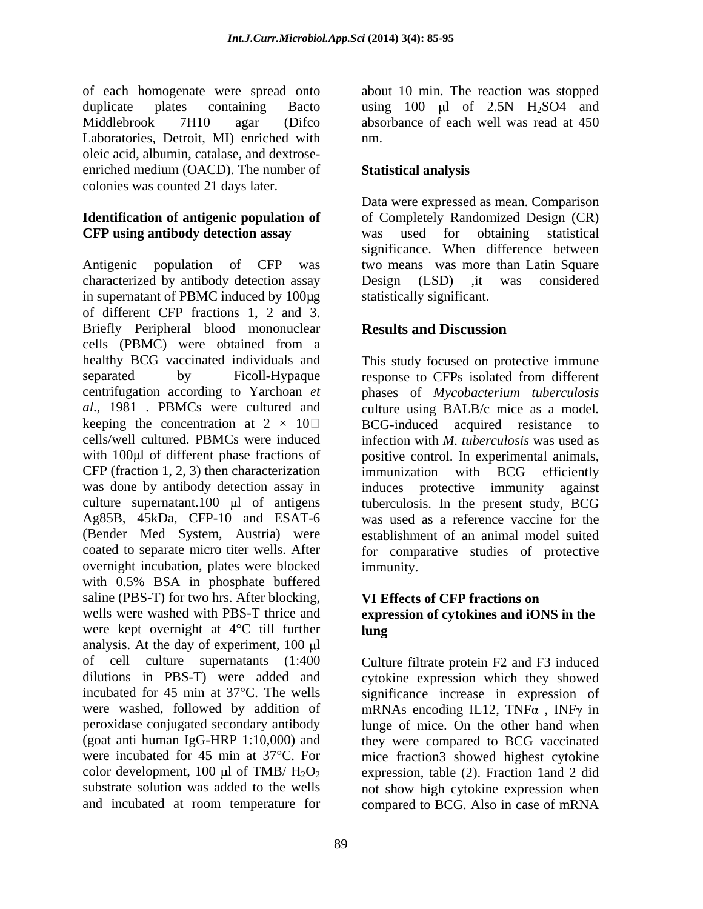of each homogenate were spread onto duplicate plates containing Bacto Middlebrook 7H10 agar (Difco Laboratories, Detroit, MI) enriched with oleic acid, albumin, catalase, and dextrose-enriched medium (OACD). The number of colonies was counted 21 days later.

### Identification of antigenic population of CFP using antibody detection assay

Antigenic population of CFP was characterized by antibody detection assay in supernatant of PBMC induced by 100μg of different CFP fractions 1, 2 and 3. Briefly Peripheral blood mononuclear cells (PBMC) were obtained from a healthy BCG vaccinated individuals and separated by Ficoll-Hypaque centrifugation according to Yarchoan *et al*., 1981 . PBMCs were cultured and keeping the concentration at 2 × 10□ cells/well cultured. PBMCs were induced with 100μl of different phase fractions of CFP (fraction 1, 2, 3) then characterization was done by antibody detection assay in culture supernatant.100 μl of antigens Ag85B, 45kDa, CFP-10 and ESAT-6 (Bender Med System, Austria) were coated to separate micro titer wells. After overnight incubation, plates were blocked with 0.5% BSA in phosphate buffered saline (PBS-T) for two hrs. After blocking, wells were washed with PBS-T thrice and were kept overnight at 4°C till further analysis. At the day of experiment, 100 μl of cell culture supernatants (1:400 dilutions in PBS-T) were added and incubated for 45 min at 37°C. The wells were washed, followed by addition of peroxidase conjugated secondary antibody (goat anti human IgG-HRP 1:10,000) and were incubated for 45 min at 37°C. For color development, 100 μl of TMB/ $H_2O_2$ substrate solution was added to the wells and incubated at room temperature for about 10 min. The reaction was stopped using 100 μl of 2.5N $H_2SO4$ and absorbance of each well was read at 450 nm.

### Statistical analysis

Data were expressed as mean. Comparison of Completely Randomized Design (CR) was used for obtaining statistical significance. When difference between two means was more than Latin Square Design (LSD) ,it was considered statistically significant.

## Results and Discussion

This study focused on protective immune response to CFPs isolated from different phases of *Mycobacterium tuberculosis* culture using BALB/c mice as a model. BCG-induced acquired resistance to infection with *M. tuberculosis* was used as positive control. In experimental animals, immunization with BCG efficiently induces protective immunity against tuberculosis. In the present study, BCG was used as a reference vaccine for the establishment of an animal model suited for comparative studies of protective immunity.

### VI Effects of CFP fractions on expression of cytokines and iONS in the lung

Culture filtrate protein F2 and F3 induced cytokine expression which they showed significance increase in expression of mRNAs encoding IL12, TNFα , INFγ in lunge of mice. On the other hand when they were compared to BCG vaccinated mice fraction3 showed highest cytokine expression, table (2). Fraction 1and 2 did not show high cytokine expression when compared to BCG. Also in case of mRNA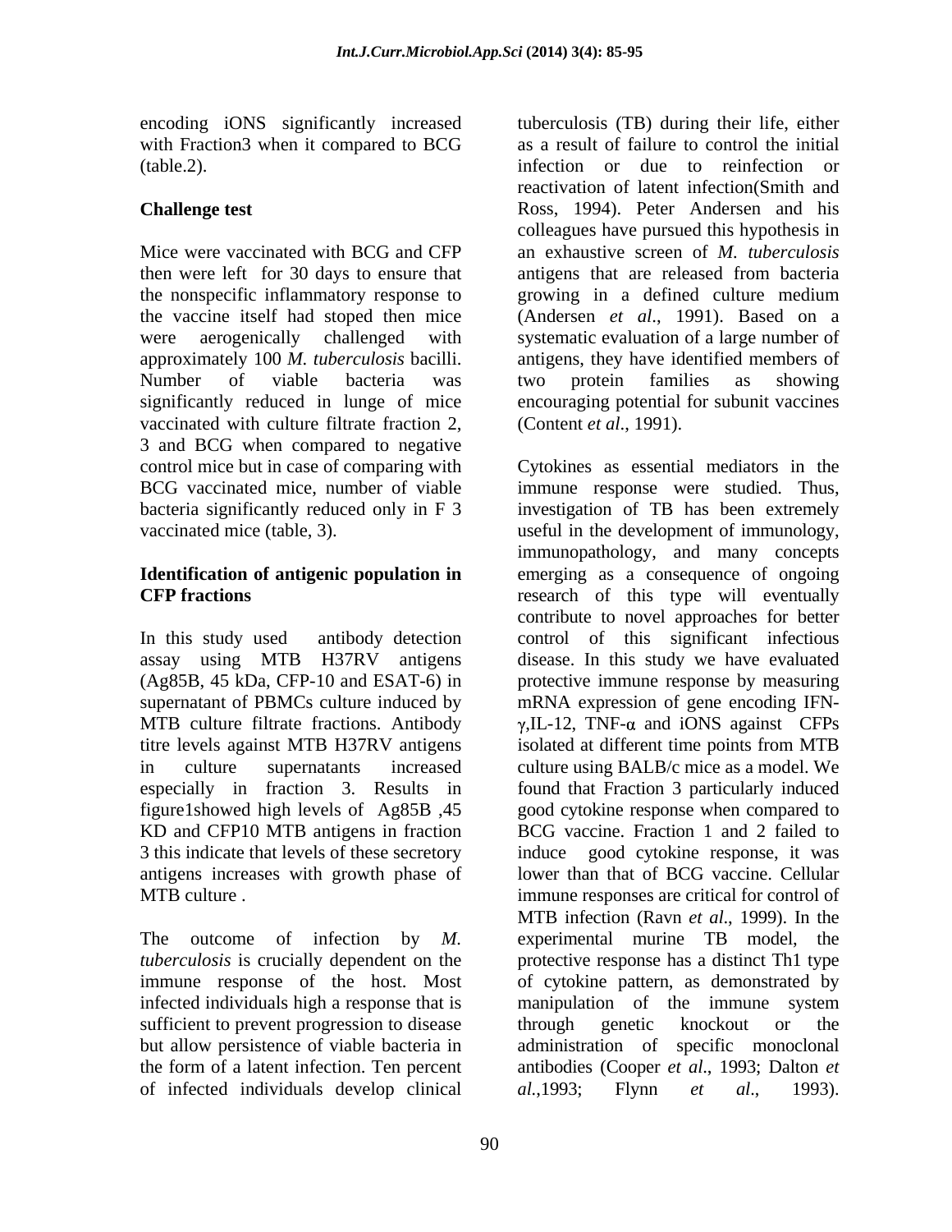encoding iONS significantly increased with Fraction3 when it compared to BCG (table.2).

**Challenge test**

Mice were vaccinated with BCG and CFP then were left for 30 days to ensure that the nonspecific inflammatory response to the vaccine itself had stoped then mice were aerogenically challenged with approximately 100 *M. tuberculosis* bacilli. Number of viable bacteria was significantly reduced in lunge of mice vaccinated with culture filtrate fraction 2, 3 and BCG when compared to negative control mice but in case of comparing with BCG vaccinated mice, number of viable bacteria significantly reduced only in F 3 vaccinated mice (table, 3).

**Identification of antigenic population in CFP fractions**

In this study used antibody detection assay using MTB H37RV antigens (Ag85B, 45 kDa, CFP-10 and ESAT-6) in supernatant of PBMCs culture induced by MTB culture filtrate fractions. Antibody titre levels against MTB H37RV antigens in culture supernatants increased especially in fraction 3. Results in figure1showed high levels of Ag85B ,45 KD and CFP10 MTB antigens in fraction 3 this indicate that levels of these secretory antigens increases with growth phase of MTB culture .

The outcome of infection by *M. tuberculosis* is crucially dependent on the immune response of the host. Most infected individuals high a response that is sufficient to prevent progression to disease but allow persistence of viable bacteria in the form of a latent infection. Ten percent of infected individuals develop clinical tuberculosis (TB) during their life, either as a result of failure to control the initial infection or due to reinfection or reactivation of latent infection(Smith and Ross, 1994). Peter Andersen and his colleagues have pursued this hypothesis in an exhaustive screen of *M. tuberculosis* antigens that are released from bacteria growing in a defined culture medium (Andersen *et al*., 1991). Based on a systematic evaluation of a large number of antigens, they have identified members of two protein families as showing encouraging potential for subunit vaccines (Content *et al*., 1991).

Cytokines as essential mediators in the immune response were studied. Thus, investigation of TB has been extremely useful in the development of immunology, immunopathology, and many concepts emerging as a consequence of ongoing research of this type will eventually contribute to novel approaches for better control of this significant infectious disease. In this study we have evaluated protective immune response by measuring mRNA expression of gene encoding IFN-$\gamma$,IL-12, TNF-$\alpha$ and iONS against CFPs isolated at different time points from MTB culture using BALB/c mice as a model. We found that Fraction 3 particularly induced good cytokine response when compared to BCG vaccine. Fraction 1 and 2 failed to induce good cytokine response, it was lower than that of BCG vaccine. Cellular immune responses are critical for control of MTB infection (Ravn *et al*., 1999). In the experimental murine TB model, the protective response has a distinct Th1 type of cytokine pattern, as demonstrated by manipulation of the immune system through genetic knockout or the administration of specific monoclonal antibodies (Cooper *et al*., 1993; Dalton *et al*.,1993; Flynn *et al*., 1993).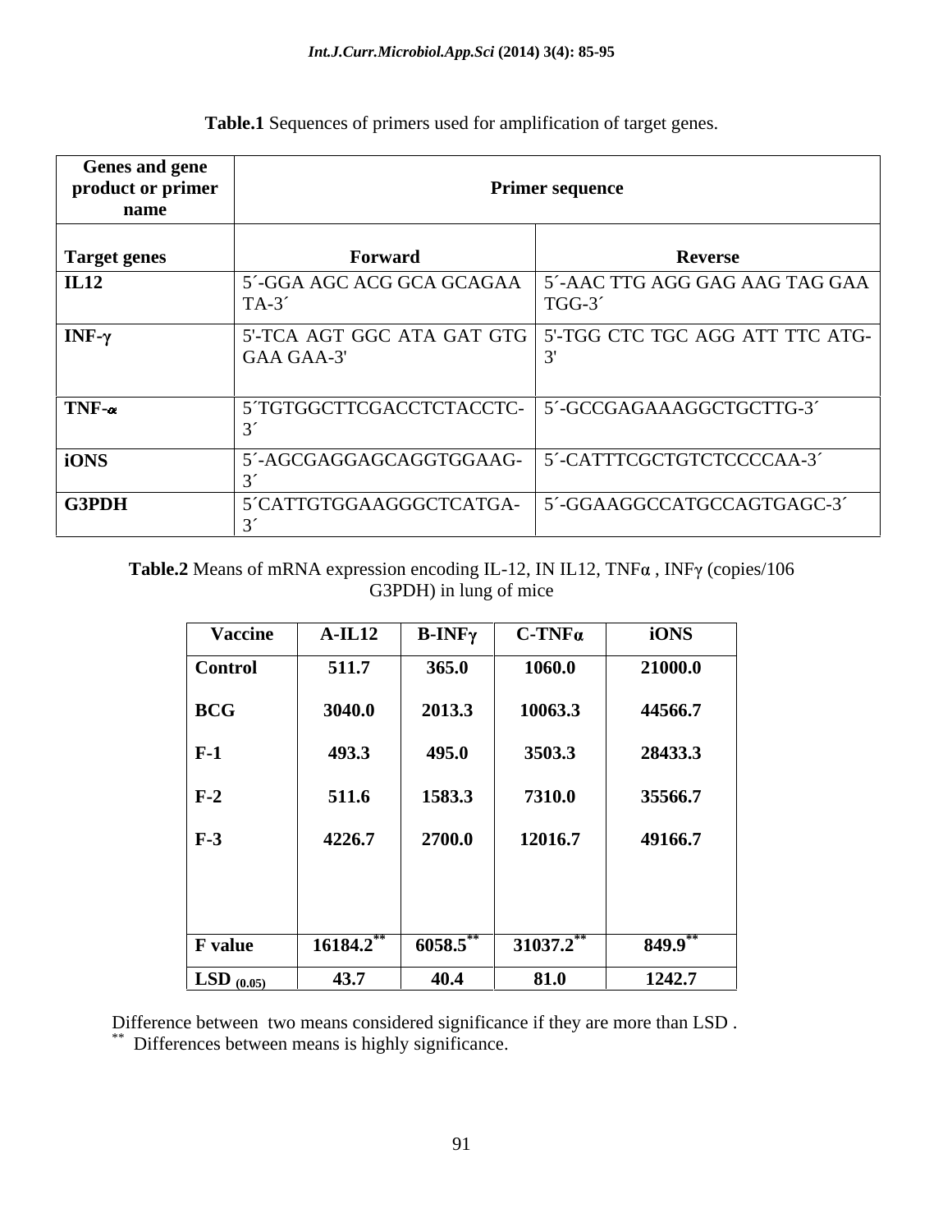**Table.1** Sequences of primers used for amplification of target genes.

| Genes and gene product or primer name | Primer sequence | |
|---|---|---|
| **Target genes** | **Forward** | **Reverse** |
| **IL12** | 5´-GGA AGC ACG GCA GCAGAA TA-3´ | 5´-AAC TTG AGG GAG AAG TAG GAA TGG-3´ |
| **INF-γ** | 5'-TCA AGT GGC ATA GAT GTG GAA GAA-3' | 5'-TGG CTC TGC AGG ATT TTC ATG-3' |
| **TNF-α** | 5´TGTGGCTTCGACCTCTACCTC-3´ | 5´-GCCGAGAAAGGCTGCTTG-3´ |
| **iONS** | 5´-AGCGAGGAGCAGGTGGAAG-3´ | 5´-CATTTCGCTGTCTCCCCAA-3´ |
| **G3PDH** | 5´CATTGTGGAAGGGCTCATGA-3´ | 5´-GGAAGGCCATGCCAGTGAGC-3´ |

**Table.2** Means of mRNA expression encoding IL-12, IN IL12, TNFα , INFγ (copies/106 G3PDH) in lung of mice

| Vaccine | A-IL12 | B-INFγ | C-TNFα | iONS |
|---|---|---|---|---|
| **Control** | **511.7** | **365.0** | **1060.0** | **21000.0** |
| **BCG** | **3040.0** | **2013.3** | **10063.3** | **44566.7** |
| **F-1** | **493.3** | **495.0** | **3503.3** | **28433.3** |
| **F-2** | **511.6** | **1583.3** | **7310.0** | **35566.7** |
| **F-3** | **4226.7** | **2700.0** | **12016.7** | **49166.7** |
| **F value** | **16184.2**** | **6058.5**** | **31037.2**** | **849.9**** |
| **$LSD_{(0.05)}$** | **43.7** | **40.4** | **81.0** | **1242.7** |

Difference between two means considered significance if they are more than LSD .

** Differences between means is highly significance.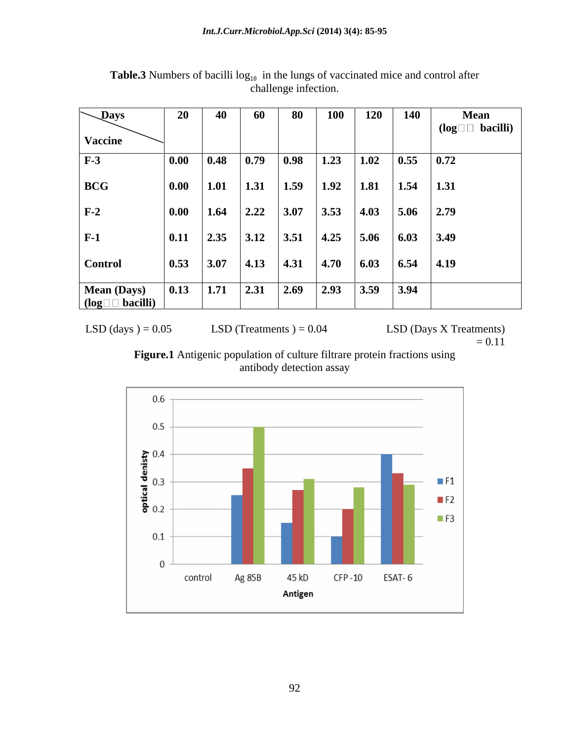**Table.3** Numbers of bacilli $\log_{10}$ in the lungs of vaccinated mice and control after challenge infection.

| Vaccine \ Days | 20 | 40 | 60 | 80 | 100 | 120 | 140 | Mean (log bacilli) |
|---|---|---|---|---|---|---|---|---|
| **F-3** | **0.00** | **0.48** | **0.79** | **0.98** | **1.23** | **1.02** | **0.55** | **0.72** |
| **BCG** | **0.00** | **1.01** | **1.31** | **1.59** | **1.92** | **1.81** | **1.54** | **1.31** |
| **F-2** | **0.00** | **1.64** | **2.22** | **3.07** | **3.53** | **4.03** | **5.06** | **2.79** |
| **F-1** | **0.11** | **2.35** | **3.12** | **3.51** | **4.25** | **5.06** | **6.03** | **3.49** |
| **Control** | **0.53** | **3.07** | **4.13** | **4.31** | **4.70** | **6.03** | **6.54** | **4.19** |
| **Mean (Days) (log bacilli)** | **0.13** | **1.71** | **2.31** | **2.69** | **2.93** | **3.59** | **3.94** | |

LSD (days ) = 0.05 LSD (Treatments ) = 0.04 LSD (Days X Treatments) = 0.11

**Figure.1** Antigenic population of culture filtrare protein fractions using antibody detection assay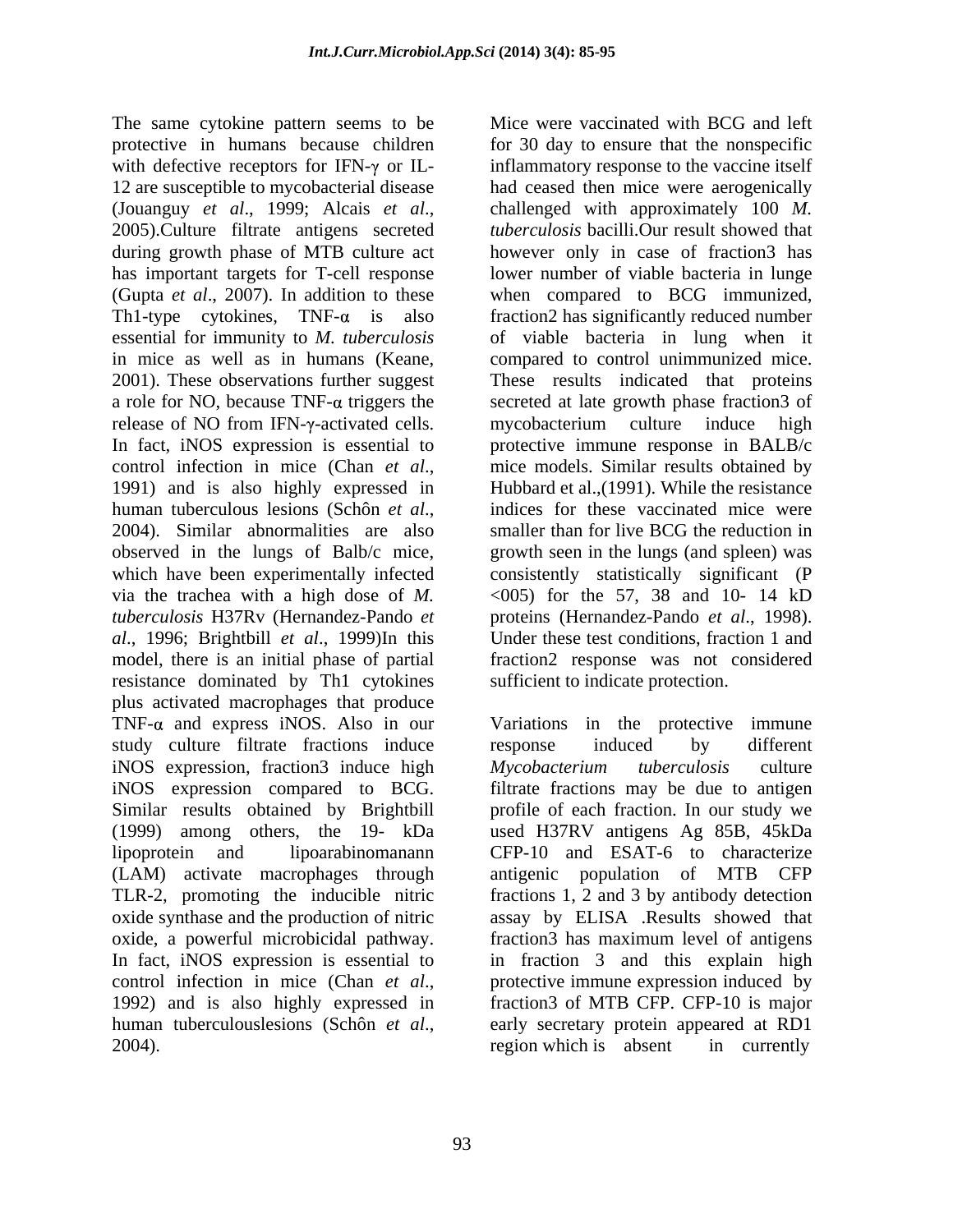The same cytokine pattern seems to be protective in humans because children with defective receptors for IFN-γ or IL-12 are susceptible to mycobacterial disease (Jouanguy *et al*., 1999; Alcais *et al*., 2005).Culture filtrate antigens secreted during growth phase of MTB culture act has important targets for T-cell response (Gupta *et al*., 2007). In addition to these Th1-type cytokines, TNF-α is also essential for immunity to *M. tuberculosis* in mice as well as in humans (Keane, 2001). These observations further suggest a role for NO, because TNF-α triggers the release of NO from IFN-γ-activated cells. In fact, iNOS expression is essential to control infection in mice (Chan *et al*., 1991) and is also highly expressed in human tuberculous lesions (Schôn *et al*., 2004). Similar abnormalities are also observed in the lungs of Balb/c mice, which have been experimentally infected via the trachea with a high dose of *M. tuberculosis* H37Rv (Hernandez-Pando *et al*., 1996; Brightbill *et al*., 1999)In this model, there is an initial phase of partial resistance dominated by Th1 cytokines plus activated macrophages that produce TNF-α and express iNOS. Also in our study culture filtrate fractions induce iNOS expression, fraction3 induce high iNOS expression compared to BCG. Similar results obtained by Brightbill (1999) among others, the 19- kDa lipoprotein and lipoarabinomanann (LAM) activate macrophages through TLR-2, promoting the inducible nitric oxide synthase and the production of nitric oxide, a powerful microbicidal pathway. In fact, iNOS expression is essential to control infection in mice (Chan *et al*., 1992) and is also highly expressed in human tuberculouslesions (Schôn *et al*., 2004).

Mice were vaccinated with BCG and left for 30 day to ensure that the nonspecific inflammatory response to the vaccine itself had ceased then mice were aerogenically challenged with approximately 100 *M. tuberculosis* bacilli.Our result showed that however only in case of fraction3 has lower number of viable bacteria in lunge when compared to BCG immunized, fraction2 has significantly reduced number of viable bacteria in lung when it compared to control unimmunized mice. These results indicated that proteins secreted at late growth phase fraction3 of mycobacterium culture induce high protective immune response in BALB/c mice models. Similar results obtained by Hubbard et al.,(1991). While the resistance indices for these vaccinated mice were smaller than for live BCG the reduction in growth seen in the lungs (and spleen) was consistently statistically significant (P <005) for the 57, 38 and 10- 14 kD proteins (Hernandez-Pando *et al*., 1998). Under these test conditions, fraction 1 and fraction2 response was not considered sufficient to indicate protection.

Variations in the protective immune response induced by different *Mycobacterium tuberculosis* culture filtrate fractions may be due to antigen profile of each fraction. In our study we used H37RV antigens Ag 85B, 45kDa CFP-10 and ESAT-6 to characterize antigenic population of MTB CFP fractions 1, 2 and 3 by antibody detection assay by ELISA .Results showed that fraction3 has maximum level of antigens in fraction 3 and this explain high protective immune expression induced by fraction3 of MTB CFP. CFP-10 is major early secretary protein appeared at RD1 region which is absent in currently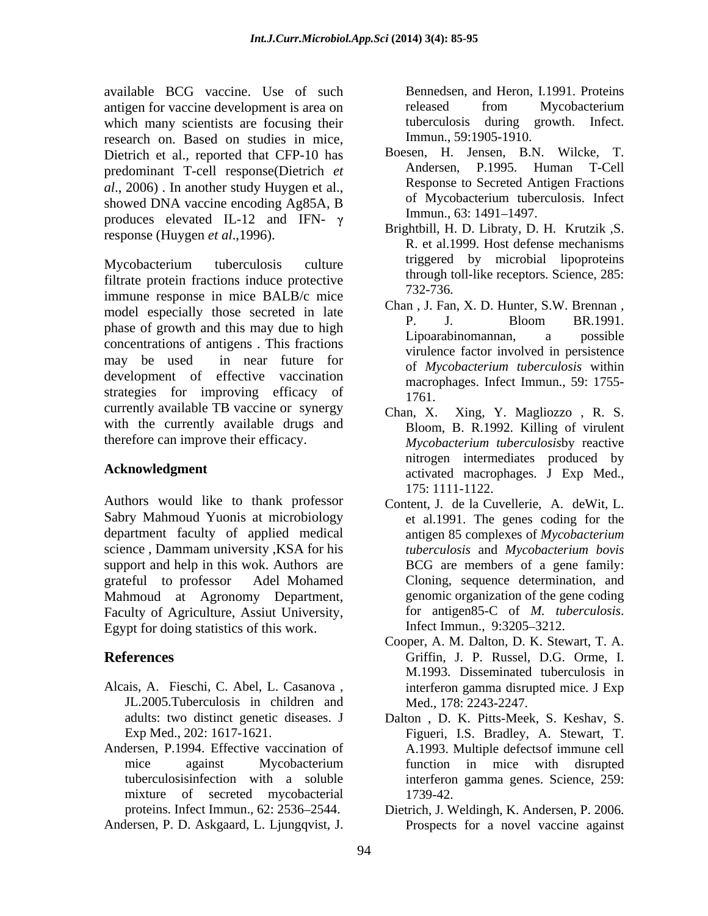available BCG vaccine. Use of such antigen for vaccine development is area on which many scientists are focusing their research on. Based on studies in mice, Dietrich et al., reported that CFP-10 has predominant T-cell response(Dietrich *et al*., 2006) . In another study Huygen et al., showed DNA vaccine encoding Ag85A, B produces elevated IL-12 and IFN- $\gamma$ response (Huygen *et al*.,1996).

Mycobacterium tuberculosis culture filtrate protein fractions induce protective immune response in mice BALB/c mice model especially those secreted in late phase of growth and this may due to high concentrations of antigens . This fractions may be used in near future for development of effective vaccination strategies for improving efficacy of currently available TB vaccine or synergy with the currently available drugs and therefore can improve their efficacy.

## Acknowledgment

Authors would like to thank professor Sabry Mahmoud Yuonis at microbiology department faculty of applied medical science , Dammam university ,KSA for his support and help in this wok. Authors are grateful to professor Adel Mohamed Mahmoud at Agronomy Department, Faculty of Agriculture, Assiut University, Egypt for doing statistics of this work.

## References

Alcais, A. Fieschi, C. Abel, L. Casanova , JL.2005.Tuberculosis in children and adults: two distinct genetic diseases. J Exp Med., 202: 1617-1621.

Andersen, P.1994. Effective vaccination of mice against Mycobacterium tuberculosisinfection with a soluble mixture of secreted mycobacterial proteins. Infect Immun., 62: 2536–2544.

Andersen, P. D. Askgaard, L. Ljungqvist, J. Bennedsen, and Heron, I.1991. Proteins released from Mycobacterium tuberculosis during growth. Infect. Immun., 59:1905-1910.

Boesen, H. Jensen, B.N. Wilcke, T. Andersen, P.1995. Human T-Cell Response to Secreted Antigen Fractions of Mycobacterium tuberculosis. Infect Immun., 63: 1491–1497.

Brightbill, H. D. Libraty, D. H. Krutzik ,S. R. et al.1999. Host defense mechanisms triggered by microbial lipoproteins through toll-like receptors. Science, 285: 732-736.

Chan , J. Fan, X. D. Hunter, S.W. Brennan , P. J. Bloom BR.1991. Lipoarabinomannan, a possible virulence factor involved in persistence of *Mycobacterium tuberculosis* within macrophages. Infect Immun., 59: 1755-1761.

Chan, X. Xing, Y. Magliozzo , R. S. Bloom, B. R.1992. Killing of virulent *Mycobacterium tuberculosis*by reactive nitrogen intermediates produced by activated macrophages. J Exp Med., 175: 1111-1122.

Content, J. de la Cuvellerie, A. deWit, L. et al.1991. The genes coding for the antigen 85 complexes of *Mycobacterium tuberculosis* and *Mycobacterium bovis* BCG are members of a gene family: Cloning, sequence determination, and genomic organization of the gene coding for antigen85-C of *M. tuberculosis*. Infect Immun., 9:3205–3212.

Cooper, A. M. Dalton, D. K. Stewart, T. A. Griffin, J. P. Russel, D.G. Orme, I. M.1993. Disseminated tuberculosis in interferon gamma disrupted mice. J Exp Med., 178: 2243-2247.

Dalton , D. K. Pitts-Meek, S. Keshav, S. Figueri, I.S. Bradley, A. Stewart, T. A.1993. Multiple defectsof immune cell function in mice with disrupted interferon gamma genes. Science, 259: 1739-42.

Dietrich, J. Weldingh, K. Andersen, P. 2006. Prospects for a novel vaccine against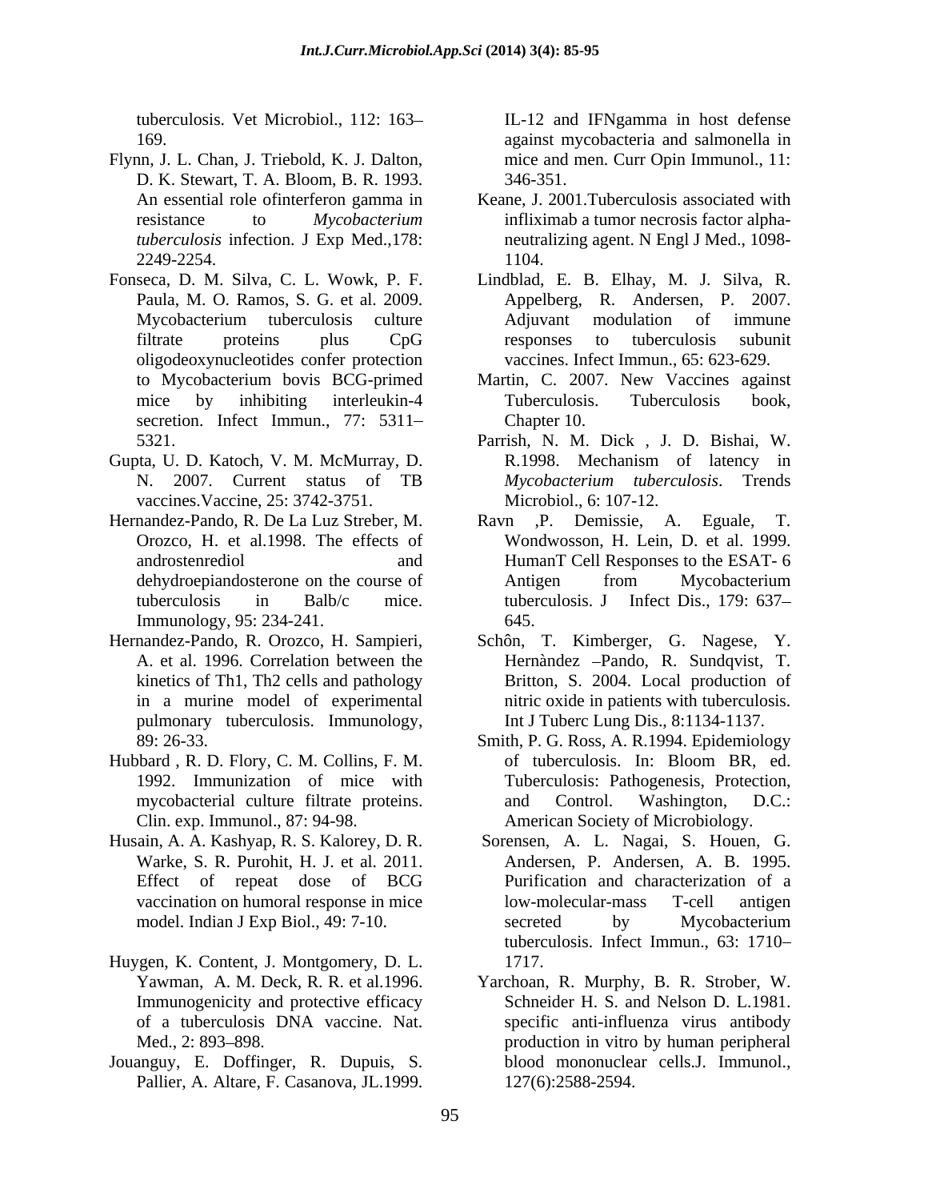tuberculosis. Vet Microbiol., 112: 163–169.

Flynn, J. L. Chan, J. Triebold, K. J. Dalton, D. K. Stewart, T. A. Bloom, B. R. 1993. An essential role ofinterferon gamma in resistance to *Mycobacterium tuberculosis* infection. J Exp Med.,178: 2249-2254.

Fonseca, D. M. Silva, C. L. Wowk, P. F. Paula, M. O. Ramos, S. G. et al. 2009. Mycobacterium tuberculosis culture filtrate proteins plus CpG oligodeoxynucleotides confer protection to Mycobacterium bovis BCG-primed mice by inhibiting interleukin-4 secretion. Infect Immun., 77: 5311–5321.

Gupta, U. D. Katoch, V. M. McMurray, D. N. 2007. Current status of TB vaccines.Vaccine, 25: 3742-3751.

Hernandez-Pando, R. De La Luz Streber, M. Orozco, H. et al.1998. The effects of androstenrediol and dehydroepiandosterone on the course of tuberculosis in Balb/c mice. Immunology, 95: 234-241.

Hernandez-Pando, R. Orozco, H. Sampieri, A. et al. 1996. Correlation between the kinetics of Th1, Th2 cells and pathology in a murine model of experimental pulmonary tuberculosis. Immunology, 89: 26-33.

Hubbard , R. D. Flory, C. M. Collins, F. M. 1992. Immunization of mice with mycobacterial culture filtrate proteins. Clin. exp. Immunol., 87: 94-98.

Husain, A. A. Kashyap, R. S. Kalorey, D. R. Warke, S. R. Purohit, H. J. et al. 2011. Effect of repeat dose of BCG vaccination on humoral response in mice model. Indian J Exp Biol., 49: 7-10.

Huygen, K. Content, J. Montgomery, D. L. Yawman, A. M. Deck, R. R. et al.1996. Immunogenicity and protective efficacy of a tuberculosis DNA vaccine. Nat. Med., 2: 893–898.

Jouanguy, E. Doffinger, R. Dupuis, S. Pallier, A. Altare, F. Casanova, JL.1999. IL-12 and IFNgamma in host defense against mycobacteria and salmonella in mice and men. Curr Opin Immunol., 11: 346-351.

Keane, J. 2001.Tuberculosis associated with infliximab a tumor necrosis factor alpha-neutralizing agent. N Engl J Med., 1098-1104.

Lindblad, E. B. Elhay, M. J. Silva, R. Appelberg, R. Andersen, P. 2007. Adjuvant modulation of immune responses to tuberculosis subunit vaccines. Infect Immun., 65: 623-629.

Martin, C. 2007. New Vaccines against Tuberculosis. Tuberculosis book, Chapter 10.

Parrish, N. M. Dick , J. D. Bishai, W. R.1998. Mechanism of latency in *Mycobacterium tuberculosis*. Trends Microbiol., 6: 107-12.

Ravn ,P. Demissie, A. Eguale, T. Wondwosson, H. Lein, D. et al. 1999. HumanT Cell Responses to the ESAT- 6 Antigen from Mycobacterium tuberculosis. J Infect Dis., 179: 637–645.

Schôn, T. Kimberger, G. Nagese, Y. Hernàndez –Pando, R. Sundqvist, T. Britton, S. 2004. Local production of nitric oxide in patients with tuberculosis. Int J Tuberc Lung Dis., 8:1134-1137.

Smith, P. G. Ross, A. R.1994. Epidemiology of tuberculosis. In: Bloom BR, ed. Tuberculosis: Pathogenesis, Protection, and Control. Washington, D.C.: American Society of Microbiology.

Sorensen, A. L. Nagai, S. Houen, G. Andersen, P. Andersen, A. B. 1995. Purification and characterization of a low-molecular-mass T-cell antigen secreted by Mycobacterium tuberculosis. Infect Immun., 63: 1710–1717.

Yarchoan, R. Murphy, B. R. Strober, W. Schneider H. S. and Nelson D. L.1981. specific anti-influenza virus antibody production in vitro by human peripheral blood mononuclear cells.J. Immunol., 127(6):2588-2594.